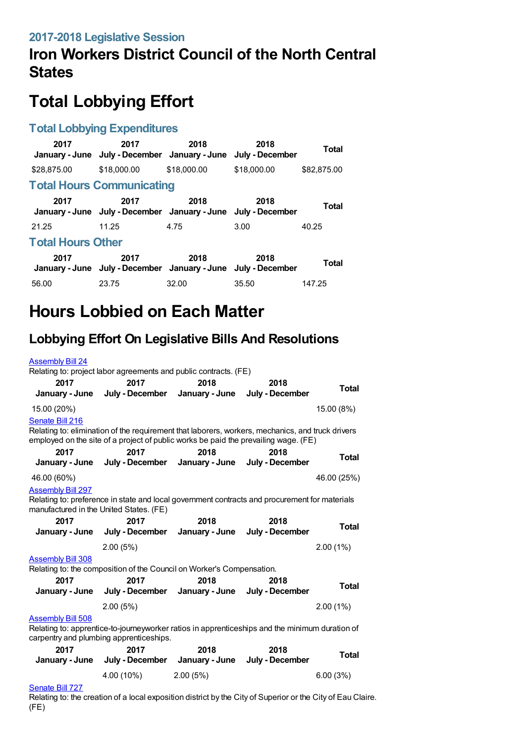## 2017-2018 Legislative Session

# Iron Workers District Council of the North Central States

# Total Lobbying Effort

### Total Lobbying Expenditures

| 2017 January - June | 2017 July - December | 2018 January - June | 2018 July - December | Total |
|---|---|---|---|---|
| $28,875.00 | $18,000.00 | $18,000.00 | $18,000.00 | $82,875.00 |

### Total Hours Communicating

| 2017 January - June | 2017 July - December | 2018 January - June | 2018 July - December | Total |
|---|---|---|---|---|
| 21.25 | 11.25 | 4.75 | 3.00 | 40.25 |

### Total Hours Other

| 2017 January - June | 2017 July - December | 2018 January - June | 2018 July - December | Total |
|---|---|---|---|---|
| 56.00 | 23.75 | 32.00 | 35.50 | 147.25 |

# Hours Lobbied on Each Matter

## Lobbying Effort On Legislative Bills And Resolutions

Assembly Bill 24

Relating to: project labor agreements and public contracts. (FE)

| 2017 January - June | 2017 July - December | 2018 January - June | 2018 July - December | Total |
|---|---|---|---|---|
| 15.00 (20%) | | | | 15.00 (8%) |

Senate Bill 216

Relating to: elimination of the requirement that laborers, workers, mechanics, and truck drivers employed on the site of a project of public works be paid the prevailing wage. (FE)

| 2017 January - June | 2017 July - December | 2018 January - June | 2018 July - December | Total |
|---|---|---|---|---|
| 46.00 (60%) | | | | 46.00 (25%) |

Assembly Bill 297

Relating to: preference in state and local government contracts and procurement for materials manufactured in the United States. (FE)

| 2017 January - June | 2017 July - December | 2018 January - June | 2018 July - December | Total |
|---|---|---|---|---|
| | 2.00 (5%) | | | 2.00 (1%) |

Assembly Bill 308

Relating to: the composition of the Council on Worker's Compensation.

| 2017 January - June | 2017 July - December | 2018 January - June | 2018 July - December | Total |
|---|---|---|---|---|
| | 2.00 (5%) | | | 2.00 (1%) |

Assembly Bill 508

Relating to: apprentice-to-journeyworker ratios in apprenticeships and the minimum duration of carpentry and plumbing apprenticeships.

| 2017 January - June | 2017 July - December | 2018 January - June | 2018 July - December | Total |
|---|---|---|---|---|
| | 4.00 (10%) | 2.00 (5%) | | 6.00 (3%) |

Senate Bill 727

Relating to: the creation of a local exposition district by the City of Superior or the City of Eau Claire. (FE)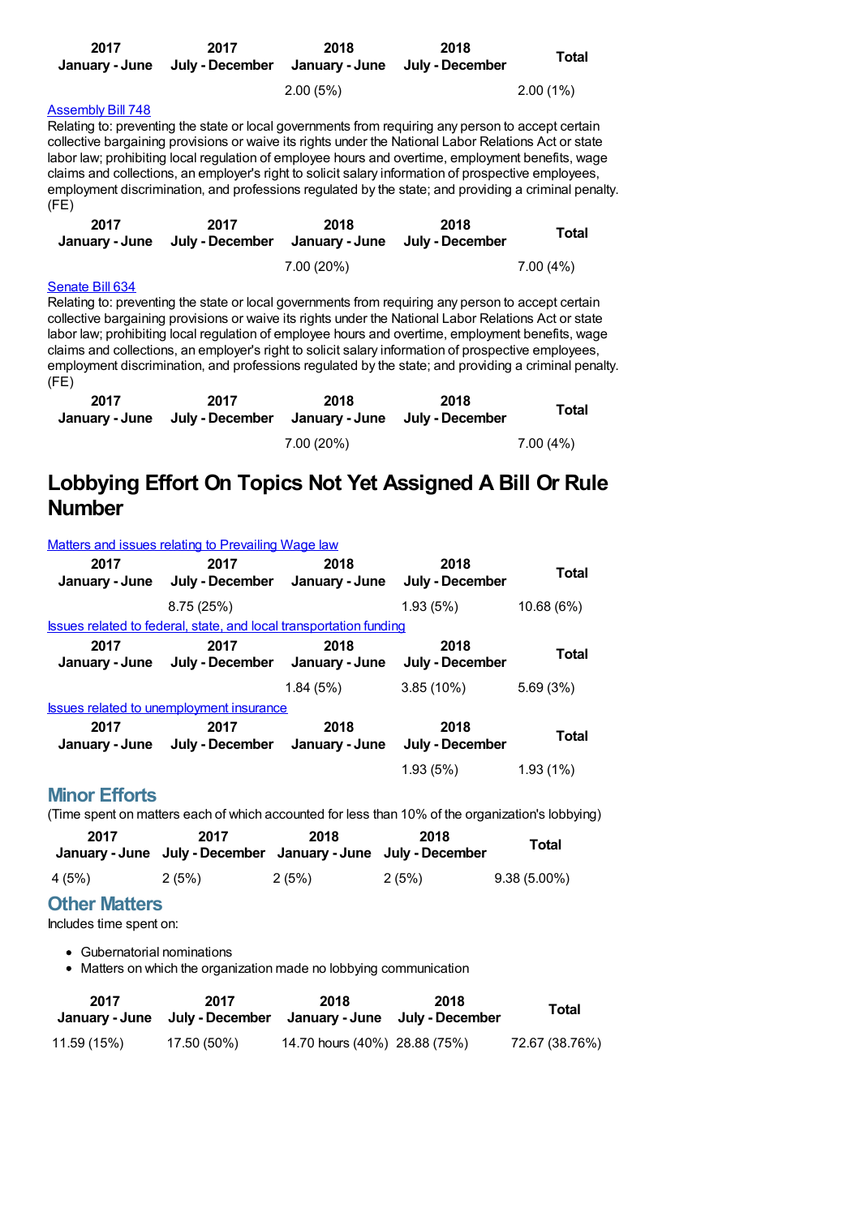| 2017 January - June | 2017 July - December | 2018 January - June | 2018 July - December | Total |
|---|---|---|---|---|
| | | 2.00 (5%) | | 2.00 (1%) |

Assembly Bill 748

Relating to: preventing the state or local governments from requiring any person to accept certain collective bargaining provisions or waive its rights under the National Labor Relations Act or state labor law; prohibiting local regulation of employee hours and overtime, employment benefits, wage claims and collections, an employer's right to solicit salary information of prospective employees, employment discrimination, and professions regulated by the state; and providing a criminal penalty. (FE)

| 2017 January - June | 2017 July - December | 2018 January - June | 2018 July - December | Total |
|---|---|---|---|---|
| | | 7.00 (20%) | | 7.00 (4%) |

Senate Bill 634

Relating to: preventing the state or local governments from requiring any person to accept certain collective bargaining provisions or waive its rights under the National Labor Relations Act or state labor law; prohibiting local regulation of employee hours and overtime, employment benefits, wage claims and collections, an employer's right to solicit salary information of prospective employees, employment discrimination, and professions regulated by the state; and providing a criminal penalty. (FE)

| 2017 January - June | 2017 July - December | 2018 January - June | 2018 July - December | Total |
|---|---|---|---|---|
| | | 7.00 (20%) | | 7.00 (4%) |

# Lobbying Effort On Topics Not Yet Assigned A Bill Or Rule Number

Matters and issues relating to Prevailing Wage law

| 2017 January - June | 2017 July - December | 2018 January - June | 2018 July - December | Total |
|---|---|---|---|---|
| | 8.75 (25%) | | 1.93 (5%) | 10.68 (6%) |

Issues related to federal, state, and local transportation funding

| 2017 January - June | 2017 July - December | 2018 January - June | 2018 July - December | Total |
|---|---|---|---|---|
| | | 1.84 (5%) | 3.85 (10%) | 5.69 (3%) |

Issues related to unemployment insurance

| 2017 January - June | 2017 July - December | 2018 January - June | 2018 July - December | Total |
|---|---|---|---|---|
| | | | 1.93 (5%) | 1.93 (1%) |

## Minor Efforts

(Time spent on matters each of which accounted for less than 10% of the organization's lobbying)

| 2017 January - June | 2017 July - December | 2018 January - June | 2018 July - December | Total |
|---|---|---|---|---|
| 4 (5%) | 2 (5%) | 2 (5%) | 2 (5%) | 9.38 (5.00%) |

## Other Matters

Includes time spent on:

- Gubernatorial nominations
- Matters on which the organization made no lobbying communication

| 2017 January - June | 2017 July - December | 2018 January - June | 2018 July - December | Total |
|---|---|---|---|---|
| 11.59 (15%) | 17.50 (50%) | 14.70 hours (40%) | 28.88 (75%) | 72.67 (38.76%) |